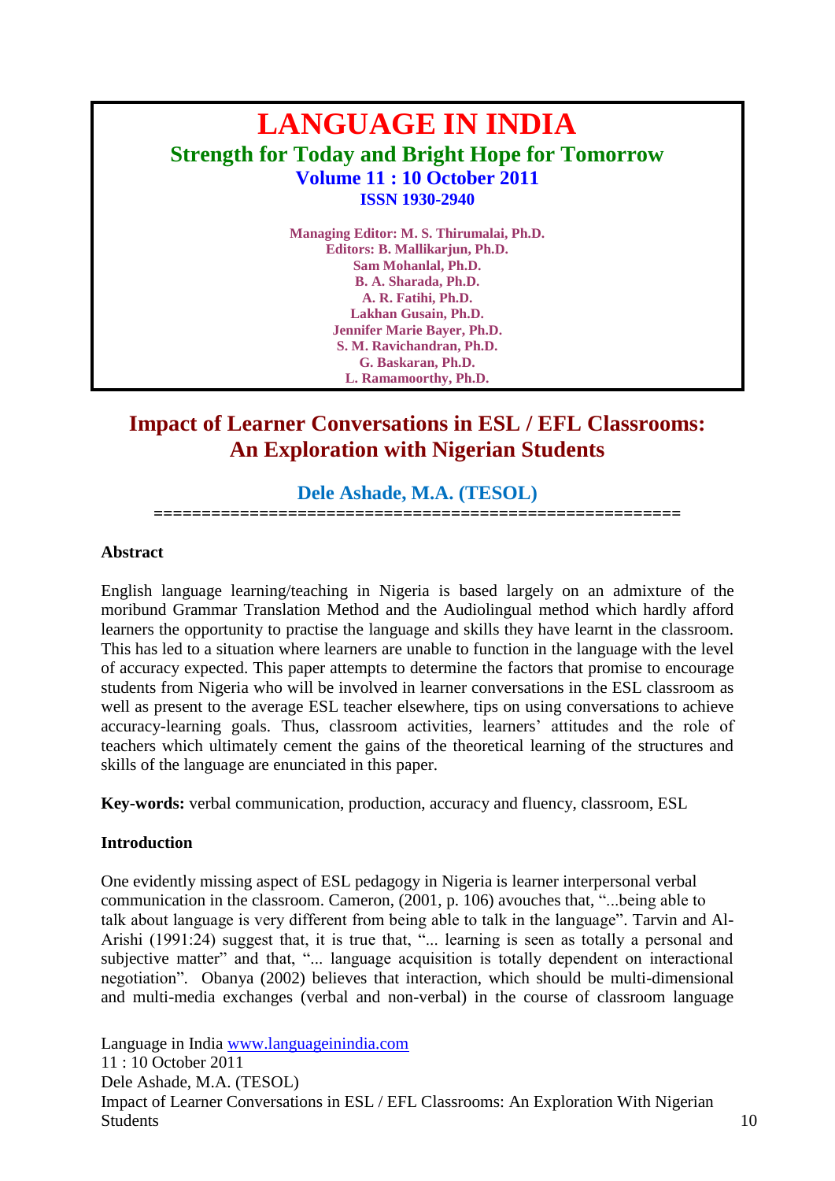# LANGUAGE IN INDIA

**Strength for Today and Bright Hope for Tomorrow**

**Volume 11 : 10 October 2011**

**ISSN 1930-2940**

**Managing Editor: M. S. Thirumalai, Ph.D.**
**Editors: B. Mallikarjun, Ph.D.**
**Sam Mohanlal, Ph.D.**
**B. A. Sharada, Ph.D.**
**A. R. Fatihi, Ph.D.**
**Lakhan Gusain, Ph.D.**
**Jennifer Marie Bayer, Ph.D.**
**S. M. Ravichandran, Ph.D.**
**G. Baskaran, Ph.D.**
**L. Ramamoorthy, Ph.D.**

## Impact of Learner Conversations in ESL / EFL Classrooms: An Exploration with Nigerian Students

**Dele Ashade, M.A. (TESOL)**

=====================================================

### Abstract

English language learning/teaching in Nigeria is based largely on an admixture of the moribund Grammar Translation Method and the Audiolingual method which hardly afford learners the opportunity to practise the language and skills they have learnt in the classroom. This has led to a situation where learners are unable to function in the language with the level of accuracy expected. This paper attempts to determine the factors that promise to encourage students from Nigeria who will be involved in learner conversations in the ESL classroom as well as present to the average ESL teacher elsewhere, tips on using conversations to achieve accuracy-learning goals. Thus, classroom activities, learners' attitudes and the role of teachers which ultimately cement the gains of the theoretical learning of the structures and skills of the language are enunciated in this paper.

**Key-words:** verbal communication, production, accuracy and fluency, classroom, ESL

### Introduction

One evidently missing aspect of ESL pedagogy in Nigeria is learner interpersonal verbal communication in the classroom. Cameron, (2001, p. 106) avouches that, "...being able to talk about language is very different from being able to talk in the language". Tarvin and Al-Arishi (1991:24) suggest that, it is true that, "... learning is seen as totally a personal and subjective matter" and that, "... language acquisition is totally dependent on interactional negotiation". Obanya (2002) believes that interaction, which should be multi-dimensional and multi-media exchanges (verbal and non-verbal) in the course of classroom language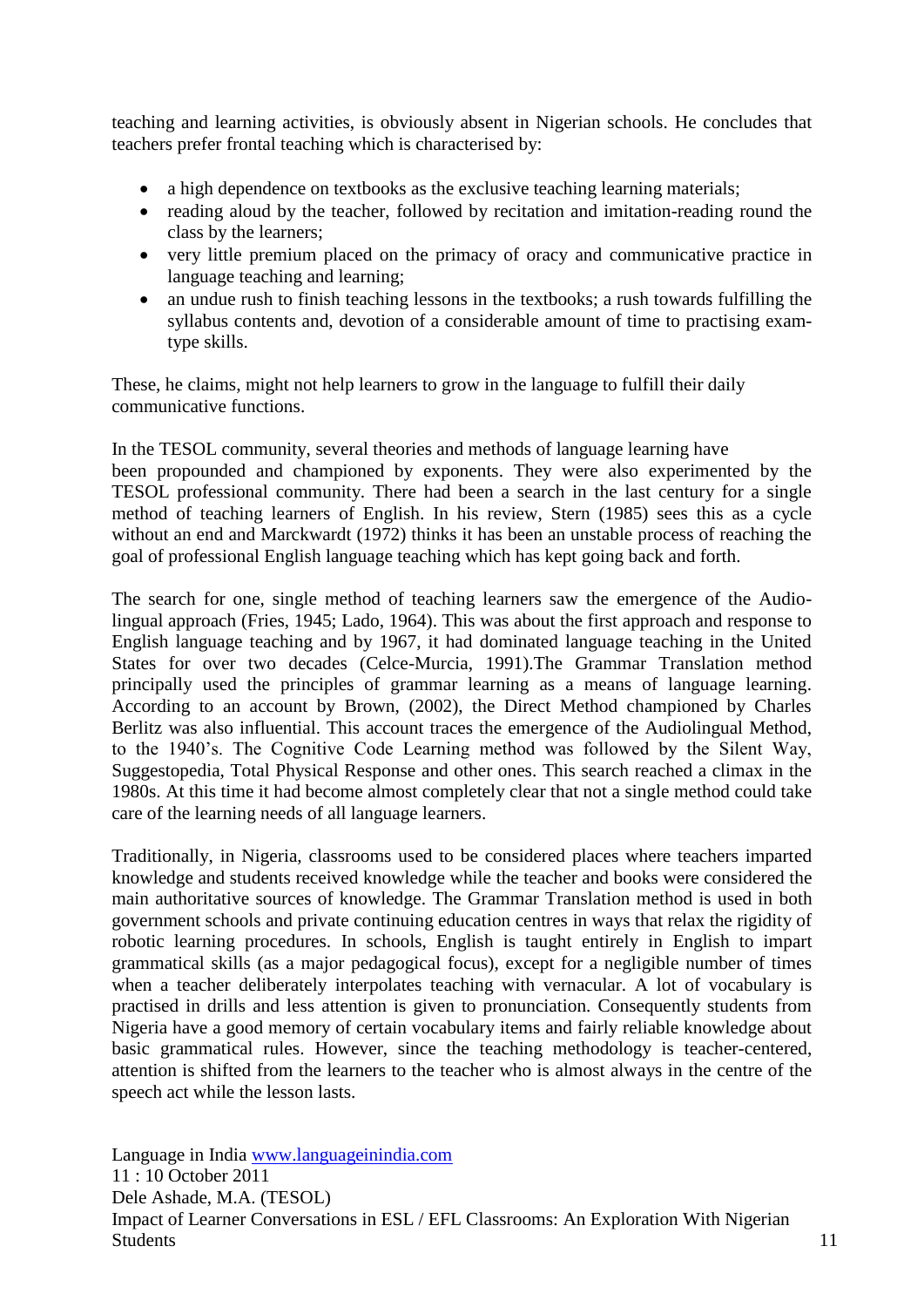teaching and learning activities, is obviously absent in Nigerian schools. He concludes that teachers prefer frontal teaching which is characterised by:

- a high dependence on textbooks as the exclusive teaching learning materials;
- reading aloud by the teacher, followed by recitation and imitation-reading round the class by the learners;
- very little premium placed on the primacy of oracy and communicative practice in language teaching and learning;
- an undue rush to finish teaching lessons in the textbooks; a rush towards fulfilling the syllabus contents and, devotion of a considerable amount of time to practising exam-type skills.

These, he claims, might not help learners to grow in the language to fulfill their daily communicative functions.

In the TESOL community, several theories and methods of language learning have been propounded and championed by exponents. They were also experimented by the TESOL professional community. There had been a search in the last century for a single method of teaching learners of English. In his review, Stern (1985) sees this as a cycle without an end and Marckwardt (1972) thinks it has been an unstable process of reaching the goal of professional English language teaching which has kept going back and forth.

The search for one, single method of teaching learners saw the emergence of the Audio-lingual approach (Fries, 1945; Lado, 1964). This was about the first approach and response to English language teaching and by 1967, it had dominated language teaching in the United States for over two decades (Celce-Murcia, 1991).The Grammar Translation method principally used the principles of grammar learning as a means of language learning. According to an account by Brown, (2002), the Direct Method championed by Charles Berlitz was also influential. This account traces the emergence of the Audiolingual Method, to the 1940's. The Cognitive Code Learning method was followed by the Silent Way, Suggestopedia, Total Physical Response and other ones. This search reached a climax in the 1980s. At this time it had become almost completely clear that not a single method could take care of the learning needs of all language learners.

Traditionally, in Nigeria, classrooms used to be considered places where teachers imparted knowledge and students received knowledge while the teacher and books were considered the main authoritative sources of knowledge. The Grammar Translation method is used in both government schools and private continuing education centres in ways that relax the rigidity of robotic learning procedures. In schools, English is taught entirely in English to impart grammatical skills (as a major pedagogical focus), except for a negligible number of times when a teacher deliberately interpolates teaching with vernacular. A lot of vocabulary is practised in drills and less attention is given to pronunciation. Consequently students from Nigeria have a good memory of certain vocabulary items and fairly reliable knowledge about basic grammatical rules. However, since the teaching methodology is teacher-centered, attention is shifted from the learners to the teacher who is almost always in the centre of the speech act while the lesson lasts.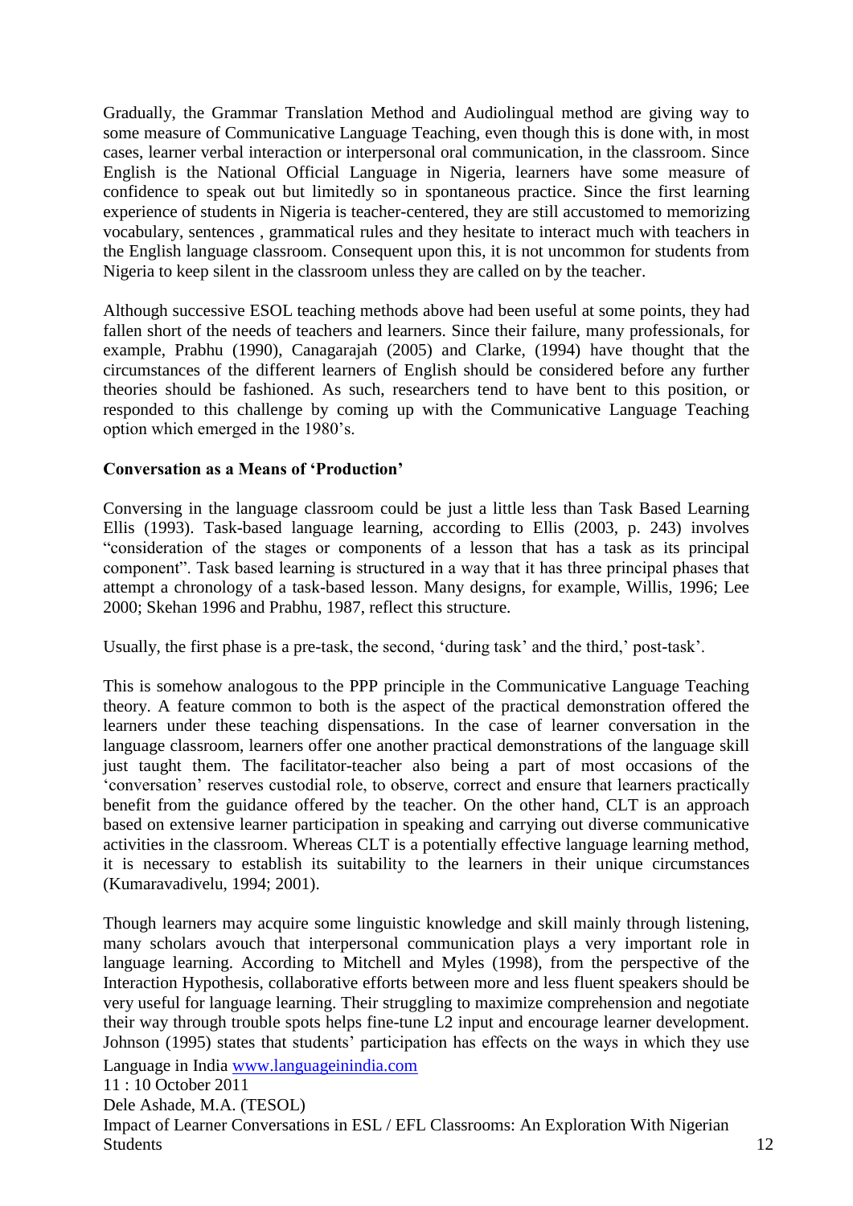Gradually, the Grammar Translation Method and Audiolingual method are giving way to some measure of Communicative Language Teaching, even though this is done with, in most cases, learner verbal interaction or interpersonal oral communication, in the classroom. Since English is the National Official Language in Nigeria, learners have some measure of confidence to speak out but limitedly so in spontaneous practice. Since the first learning experience of students in Nigeria is teacher-centered, they are still accustomed to memorizing vocabulary, sentences , grammatical rules and they hesitate to interact much with teachers in the English language classroom. Consequent upon this, it is not uncommon for students from Nigeria to keep silent in the classroom unless they are called on by the teacher.

Although successive ESOL teaching methods above had been useful at some points, they had fallen short of the needs of teachers and learners. Since their failure, many professionals, for example, Prabhu (1990), Canagarajah (2005) and Clarke, (1994) have thought that the circumstances of the different learners of English should be considered before any further theories should be fashioned. As such, researchers tend to have bent to this position, or responded to this challenge by coming up with the Communicative Language Teaching option which emerged in the 1980's.

**Conversation as a Means of 'Production'**

Conversing in the language classroom could be just a little less than Task Based Learning Ellis (1993). Task-based language learning, according to Ellis (2003, p. 243) involves "consideration of the stages or components of a lesson that has a task as its principal component". Task based learning is structured in a way that it has three principal phases that attempt a chronology of a task-based lesson. Many designs, for example, Willis, 1996; Lee 2000; Skehan 1996 and Prabhu, 1987, reflect this structure.

Usually, the first phase is a pre-task, the second, 'during task' and the third,' post-task'.

This is somehow analogous to the PPP principle in the Communicative Language Teaching theory. A feature common to both is the aspect of the practical demonstration offered the learners under these teaching dispensations. In the case of learner conversation in the language classroom, learners offer one another practical demonstrations of the language skill just taught them. The facilitator-teacher also being a part of most occasions of the 'conversation' reserves custodial role, to observe, correct and ensure that learners practically benefit from the guidance offered by the teacher. On the other hand, CLT is an approach based on extensive learner participation in speaking and carrying out diverse communicative activities in the classroom. Whereas CLT is a potentially effective language learning method, it is necessary to establish its suitability to the learners in their unique circumstances (Kumaravadivelu, 1994; 2001).

Though learners may acquire some linguistic knowledge and skill mainly through listening, many scholars avouch that interpersonal communication plays a very important role in language learning. According to Mitchell and Myles (1998), from the perspective of the Interaction Hypothesis, collaborative efforts between more and less fluent speakers should be very useful for language learning. Their struggling to maximize comprehension and negotiate their way through trouble spots helps fine-tune L2 input and encourage learner development. Johnson (1995) states that students' participation has effects on the ways in which they use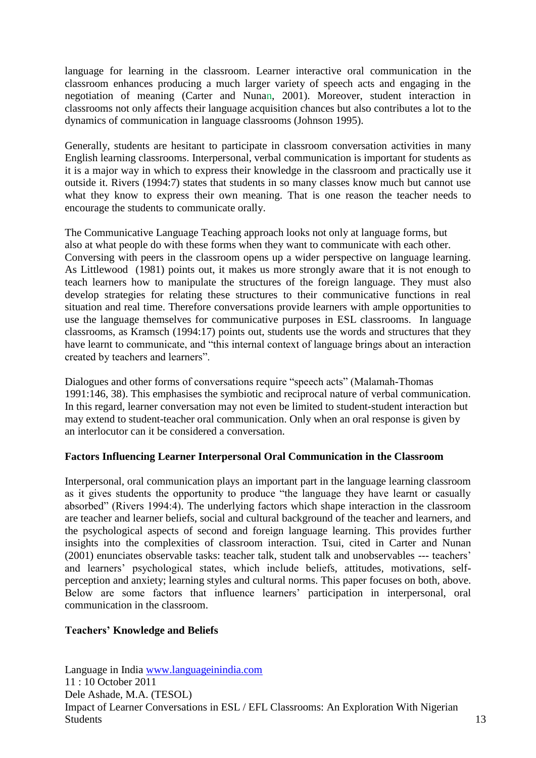language for learning in the classroom. Learner interactive oral communication in the classroom enhances producing a much larger variety of speech acts and engaging in the negotiation of meaning (Carter and Nunan, 2001). Moreover, student interaction in classrooms not only affects their language acquisition chances but also contributes a lot to the dynamics of communication in language classrooms (Johnson 1995).

Generally, students are hesitant to participate in classroom conversation activities in many English learning classrooms. Interpersonal, verbal communication is important for students as it is a major way in which to express their knowledge in the classroom and practically use it outside it. Rivers (1994:7) states that students in so many classes know much but cannot use what they know to express their own meaning. That is one reason the teacher needs to encourage the students to communicate orally.

The Communicative Language Teaching approach looks not only at language forms, but also at what people do with these forms when they want to communicate with each other. Conversing with peers in the classroom opens up a wider perspective on language learning. As Littlewood (1981) points out, it makes us more strongly aware that it is not enough to teach learners how to manipulate the structures of the foreign language. They must also develop strategies for relating these structures to their communicative functions in real situation and real time. Therefore conversations provide learners with ample opportunities to use the language themselves for communicative purposes in ESL classrooms. In language classrooms, as Kramsch (1994:17) points out, students use the words and structures that they have learnt to communicate, and "this internal context of language brings about an interaction created by teachers and learners".

Dialogues and other forms of conversations require "speech acts" (Malamah-Thomas 1991:146, 38). This emphasises the symbiotic and reciprocal nature of verbal communication. In this regard, learner conversation may not even be limited to student-student interaction but may extend to student-teacher oral communication. Only when an oral response is given by an interlocutor can it be considered a conversation.

**Factors Influencing Learner Interpersonal Oral Communication in the Classroom**

Interpersonal, oral communication plays an important part in the language learning classroom as it gives students the opportunity to produce "the language they have learnt or casually absorbed" (Rivers 1994:4). The underlying factors which shape interaction in the classroom are teacher and learner beliefs, social and cultural background of the teacher and learners, and the psychological aspects of second and foreign language learning. This provides further insights into the complexities of classroom interaction. Tsui, cited in Carter and Nunan (2001) enunciates observable tasks: teacher talk, student talk and unobservables --- teachers' and learners' psychological states, which include beliefs, attitudes, motivations, self-perception and anxiety; learning styles and cultural norms. This paper focuses on both, above. Below are some factors that influence learners' participation in interpersonal, oral communication in the classroom.

**Teachers' Knowledge and Beliefs**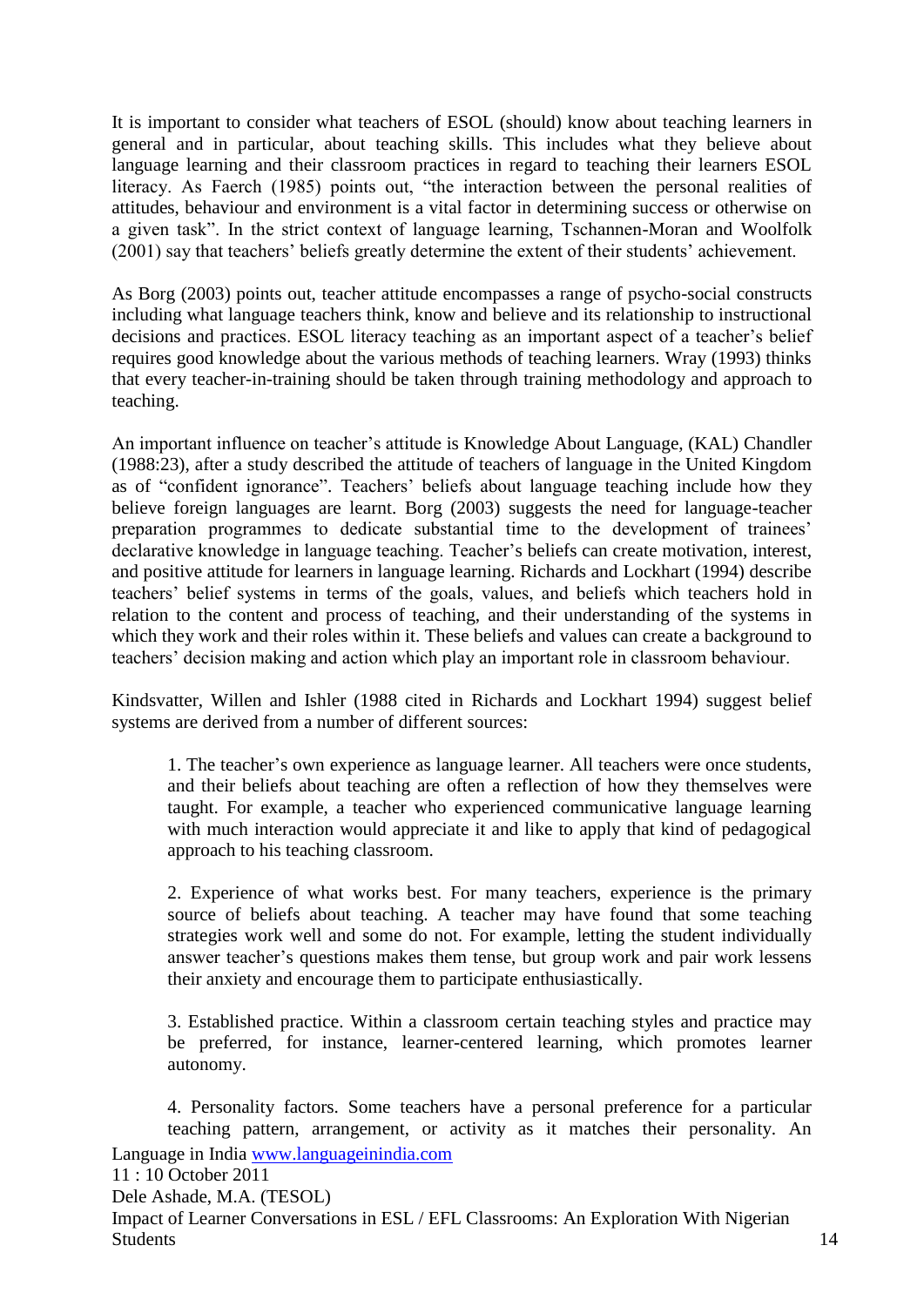It is important to consider what teachers of ESOL (should) know about teaching learners in general and in particular, about teaching skills. This includes what they believe about language learning and their classroom practices in regard to teaching their learners ESOL literacy. As Faerch (1985) points out, "the interaction between the personal realities of attitudes, behaviour and environment is a vital factor in determining success or otherwise on a given task". In the strict context of language learning, Tschannen-Moran and Woolfolk (2001) say that teachers' beliefs greatly determine the extent of their students' achievement.

As Borg (2003) points out, teacher attitude encompasses a range of psycho-social constructs including what language teachers think, know and believe and its relationship to instructional decisions and practices. ESOL literacy teaching as an important aspect of a teacher's belief requires good knowledge about the various methods of teaching learners. Wray (1993) thinks that every teacher-in-training should be taken through training methodology and approach to teaching.

An important influence on teacher's attitude is Knowledge About Language, (KAL) Chandler (1988:23), after a study described the attitude of teachers of language in the United Kingdom as of "confident ignorance". Teachers' beliefs about language teaching include how they believe foreign languages are learnt. Borg (2003) suggests the need for language-teacher preparation programmes to dedicate substantial time to the development of trainees' declarative knowledge in language teaching. Teacher's beliefs can create motivation, interest, and positive attitude for learners in language learning. Richards and Lockhart (1994) describe teachers' belief systems in terms of the goals, values, and beliefs which teachers hold in relation to the content and process of teaching, and their understanding of the systems in which they work and their roles within it. These beliefs and values can create a background to teachers' decision making and action which play an important role in classroom behaviour.

Kindsvatter, Willen and Ishler (1988 cited in Richards and Lockhart 1994) suggest belief systems are derived from a number of different sources:

1. The teacher's own experience as language learner. All teachers were once students, and their beliefs about teaching are often a reflection of how they themselves were taught. For example, a teacher who experienced communicative language learning with much interaction would appreciate it and like to apply that kind of pedagogical approach to his teaching classroom.

2. Experience of what works best. For many teachers, experience is the primary source of beliefs about teaching. A teacher may have found that some teaching strategies work well and some do not. For example, letting the student individually answer teacher's questions makes them tense, but group work and pair work lessens their anxiety and encourage them to participate enthusiastically.

3. Established practice. Within a classroom certain teaching styles and practice may be preferred, for instance, learner-centered learning, which promotes learner autonomy.

4. Personality factors. Some teachers have a personal preference for a particular teaching pattern, arrangement, or activity as it matches their personality. An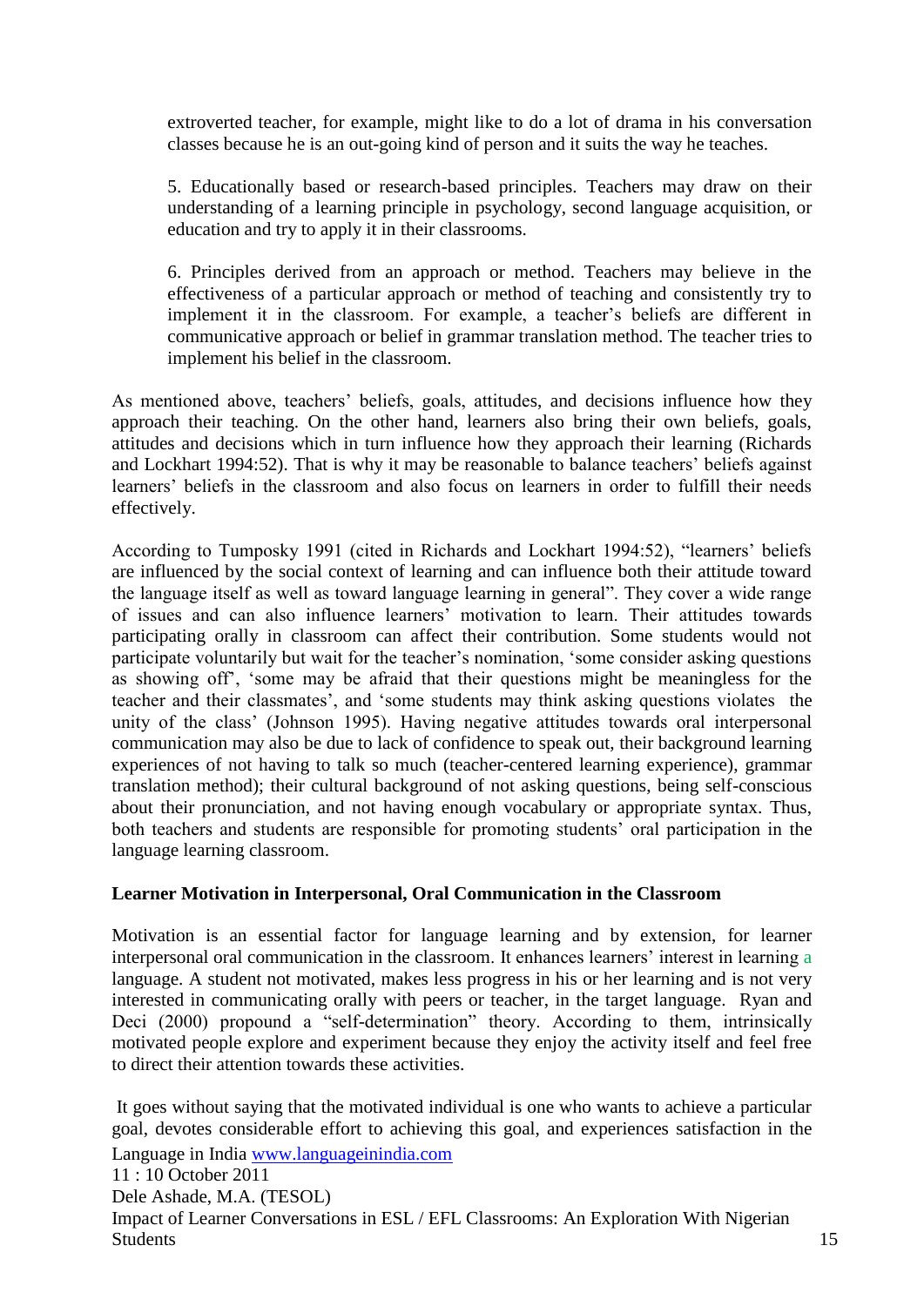extroverted teacher, for example, might like to do a lot of drama in his conversation classes because he is an out-going kind of person and it suits the way he teaches.

5. Educationally based or research-based principles. Teachers may draw on their understanding of a learning principle in psychology, second language acquisition, or education and try to apply it in their classrooms.

6. Principles derived from an approach or method. Teachers may believe in the effectiveness of a particular approach or method of teaching and consistently try to implement it in the classroom. For example, a teacher's beliefs are different in communicative approach or belief in grammar translation method. The teacher tries to implement his belief in the classroom.

As mentioned above, teachers' beliefs, goals, attitudes, and decisions influence how they approach their teaching. On the other hand, learners also bring their own beliefs, goals, attitudes and decisions which in turn influence how they approach their learning (Richards and Lockhart 1994:52). That is why it may be reasonable to balance teachers' beliefs against learners' beliefs in the classroom and also focus on learners in order to fulfill their needs effectively.

According to Tumposky 1991 (cited in Richards and Lockhart 1994:52), "learners' beliefs are influenced by the social context of learning and can influence both their attitude toward the language itself as well as toward language learning in general". They cover a wide range of issues and can also influence learners' motivation to learn. Their attitudes towards participating orally in classroom can affect their contribution. Some students would not participate voluntarily but wait for the teacher's nomination, 'some consider asking questions as showing off', 'some may be afraid that their questions might be meaningless for the teacher and their classmates', and 'some students may think asking questions violates the unity of the class' (Johnson 1995). Having negative attitudes towards oral interpersonal communication may also be due to lack of confidence to speak out, their background learning experiences of not having to talk so much (teacher-centered learning experience), grammar translation method); their cultural background of not asking questions, being self-conscious about their pronunciation, and not having enough vocabulary or appropriate syntax. Thus, both teachers and students are responsible for promoting students' oral participation in the language learning classroom.

**Learner Motivation in Interpersonal, Oral Communication in the Classroom**

Motivation is an essential factor for language learning and by extension, for learner interpersonal oral communication in the classroom. It enhances learners' interest in learning a language. A student not motivated, makes less progress in his or her learning and is not very interested in communicating orally with peers or teacher, in the target language. Ryan and Deci (2000) propound a "self-determination" theory. According to them, intrinsically motivated people explore and experiment because they enjoy the activity itself and feel free to direct their attention towards these activities.

It goes without saying that the motivated individual is one who wants to achieve a particular goal, devotes considerable effort to achieving this goal, and experiences satisfaction in the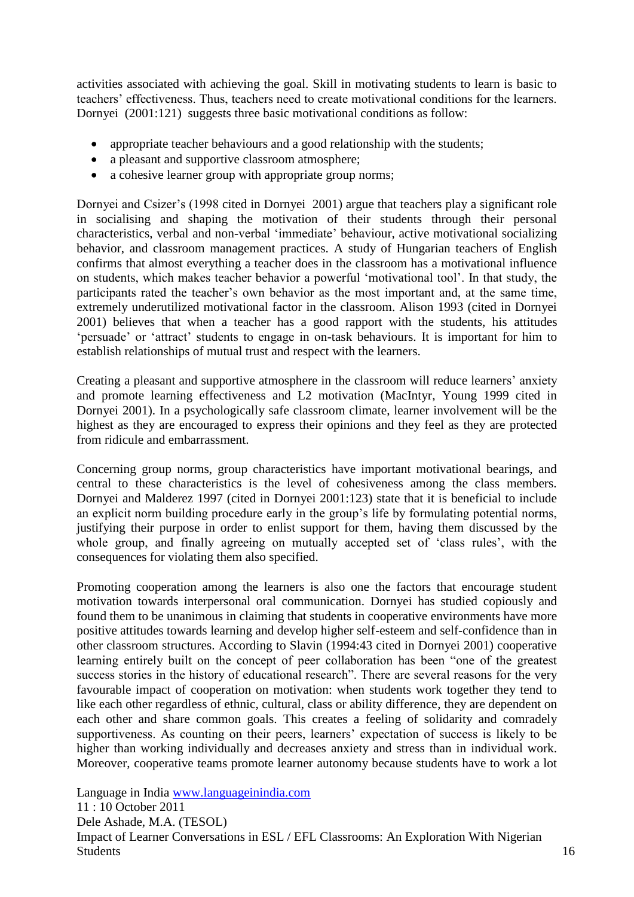activities associated with achieving the goal. Skill in motivating students to learn is basic to teachers' effectiveness. Thus, teachers need to create motivational conditions for the learners. Dornyei (2001:121) suggests three basic motivational conditions as follow:

- appropriate teacher behaviours and a good relationship with the students;
- a pleasant and supportive classroom atmosphere;
- a cohesive learner group with appropriate group norms;

Dornyei and Csizer's (1998 cited in Dornyei 2001) argue that teachers play a significant role in socialising and shaping the motivation of their students through their personal characteristics, verbal and non-verbal 'immediate' behaviour, active motivational socializing behavior, and classroom management practices. A study of Hungarian teachers of English confirms that almost everything a teacher does in the classroom has a motivational influence on students, which makes teacher behavior a powerful 'motivational tool'. In that study, the participants rated the teacher's own behavior as the most important and, at the same time, extremely underutilized motivational factor in the classroom. Alison 1993 (cited in Dornyei 2001) believes that when a teacher has a good rapport with the students, his attitudes 'persuade' or 'attract' students to engage in on-task behaviours. It is important for him to establish relationships of mutual trust and respect with the learners.

Creating a pleasant and supportive atmosphere in the classroom will reduce learners' anxiety and promote learning effectiveness and L2 motivation (MacIntyr, Young 1999 cited in Dornyei 2001). In a psychologically safe classroom climate, learner involvement will be the highest as they are encouraged to express their opinions and they feel as they are protected from ridicule and embarrassment.

Concerning group norms, group characteristics have important motivational bearings, and central to these characteristics is the level of cohesiveness among the class members. Dornyei and Malderez 1997 (cited in Dornyei 2001:123) state that it is beneficial to include an explicit norm building procedure early in the group's life by formulating potential norms, justifying their purpose in order to enlist support for them, having them discussed by the whole group, and finally agreeing on mutually accepted set of 'class rules', with the consequences for violating them also specified.

Promoting cooperation among the learners is also one the factors that encourage student motivation towards interpersonal oral communication. Dornyei has studied copiously and found them to be unanimous in claiming that students in cooperative environments have more positive attitudes towards learning and develop higher self-esteem and self-confidence than in other classroom structures. According to Slavin (1994:43 cited in Dornyei 2001) cooperative learning entirely built on the concept of peer collaboration has been "one of the greatest success stories in the history of educational research". There are several reasons for the very favourable impact of cooperation on motivation: when students work together they tend to like each other regardless of ethnic, cultural, class or ability difference, they are dependent on each other and share common goals. This creates a feeling of solidarity and comradely supportiveness. As counting on their peers, learners' expectation of success is likely to be higher than working individually and decreases anxiety and stress than in individual work. Moreover, cooperative teams promote learner autonomy because students have to work a lot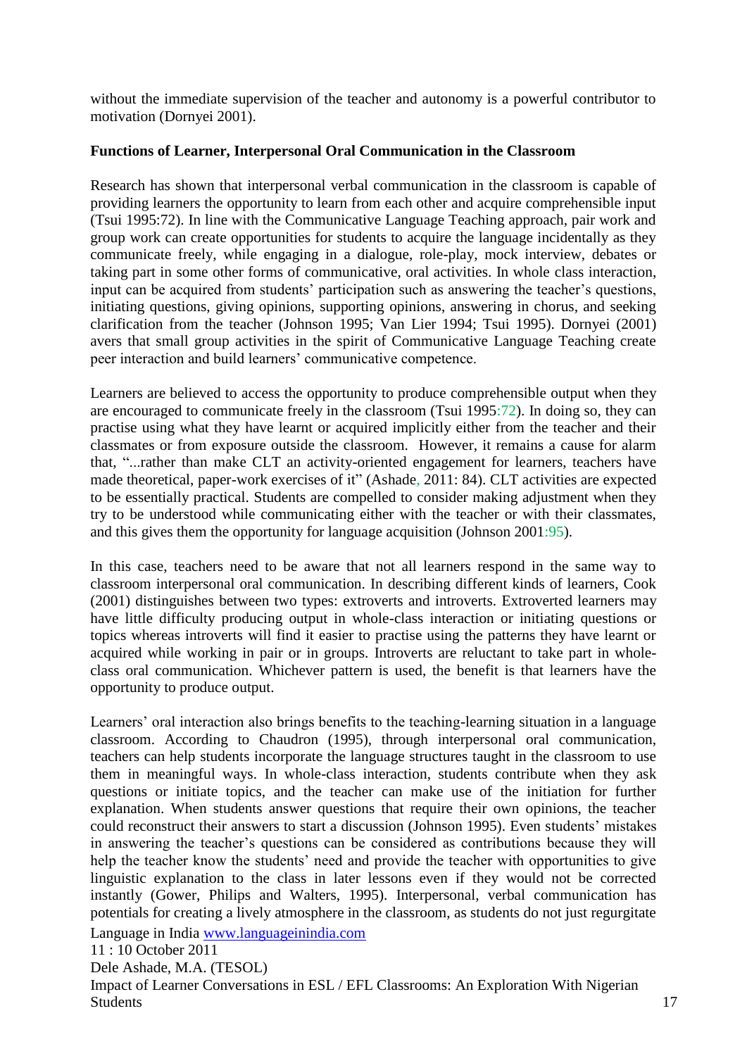without the immediate supervision of the teacher and autonomy is a powerful contributor to motivation (Dornyei 2001).

**Functions of Learner, Interpersonal Oral Communication in the Classroom**

Research has shown that interpersonal verbal communication in the classroom is capable of providing learners the opportunity to learn from each other and acquire comprehensible input (Tsui 1995:72). In line with the Communicative Language Teaching approach, pair work and group work can create opportunities for students to acquire the language incidentally as they communicate freely, while engaging in a dialogue, role-play, mock interview, debates or taking part in some other forms of communicative, oral activities. In whole class interaction, input can be acquired from students' participation such as answering the teacher's questions, initiating questions, giving opinions, supporting opinions, answering in chorus, and seeking clarification from the teacher (Johnson 1995; Van Lier 1994; Tsui 1995). Dornyei (2001) avers that small group activities in the spirit of Communicative Language Teaching create peer interaction and build learners' communicative competence.

Learners are believed to access the opportunity to produce comprehensible output when they are encouraged to communicate freely in the classroom (Tsui 1995:72). In doing so, they can practise using what they have learnt or acquired implicitly either from the teacher and their classmates or from exposure outside the classroom. However, it remains a cause for alarm that, "...rather than make CLT an activity-oriented engagement for learners, teachers have made theoretical, paper-work exercises of it" (Ashade, 2011: 84). CLT activities are expected to be essentially practical. Students are compelled to consider making adjustment when they try to be understood while communicating either with the teacher or with their classmates, and this gives them the opportunity for language acquisition (Johnson 2001:95).

In this case, teachers need to be aware that not all learners respond in the same way to classroom interpersonal oral communication. In describing different kinds of learners, Cook (2001) distinguishes between two types: extroverts and introverts. Extroverted learners may have little difficulty producing output in whole-class interaction or initiating questions or topics whereas introverts will find it easier to practise using the patterns they have learnt or acquired while working in pair or in groups. Introverts are reluctant to take part in whole-class oral communication. Whichever pattern is used, the benefit is that learners have the opportunity to produce output.

Learners' oral interaction also brings benefits to the teaching-learning situation in a language classroom. According to Chaudron (1995), through interpersonal oral communication, teachers can help students incorporate the language structures taught in the classroom to use them in meaningful ways. In whole-class interaction, students contribute when they ask questions or initiate topics, and the teacher can make use of the initiation for further explanation. When students answer questions that require their own opinions, the teacher could reconstruct their answers to start a discussion (Johnson 1995). Even students' mistakes in answering the teacher's questions can be considered as contributions because they will help the teacher know the students' need and provide the teacher with opportunities to give linguistic explanation to the class in later lessons even if they would not be corrected instantly (Gower, Philips and Walters, 1995). Interpersonal, verbal communication has potentials for creating a lively atmosphere in the classroom, as students do not just regurgitate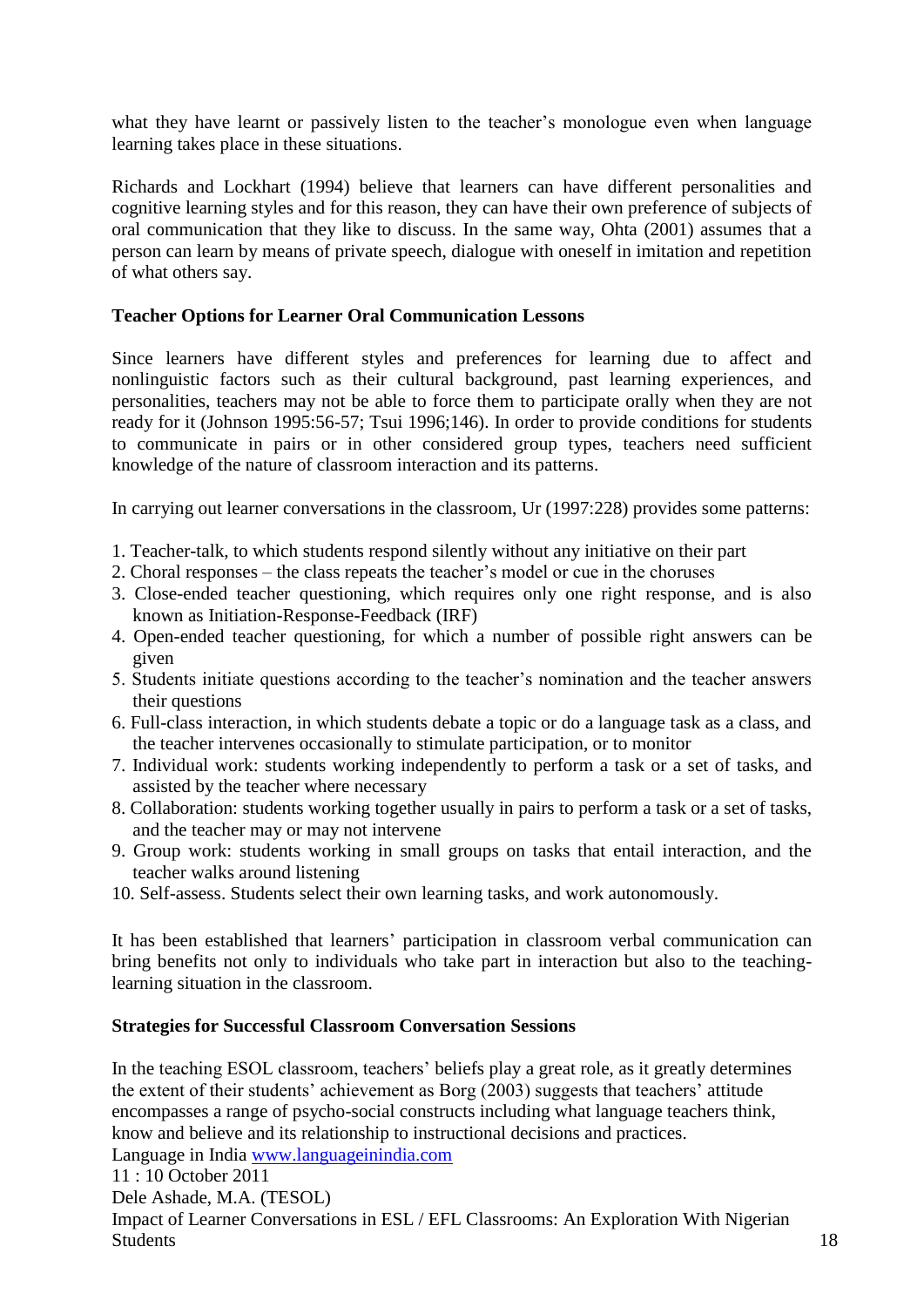what they have learnt or passively listen to the teacher's monologue even when language learning takes place in these situations.

Richards and Lockhart (1994) believe that learners can have different personalities and cognitive learning styles and for this reason, they can have their own preference of subjects of oral communication that they like to discuss. In the same way, Ohta (2001) assumes that a person can learn by means of private speech, dialogue with oneself in imitation and repetition of what others say.

**Teacher Options for Learner Oral Communication Lessons**

Since learners have different styles and preferences for learning due to affect and nonlinguistic factors such as their cultural background, past learning experiences, and personalities, teachers may not be able to force them to participate orally when they are not ready for it (Johnson 1995:56-57; Tsui 1996;146). In order to provide conditions for students to communicate in pairs or in other considered group types, teachers need sufficient knowledge of the nature of classroom interaction and its patterns.

In carrying out learner conversations in the classroom, Ur (1997:228) provides some patterns:

1. Teacher-talk, to which students respond silently without any initiative on their part
2. Choral responses – the class repeats the teacher's model or cue in the choruses
3. Close-ended teacher questioning, which requires only one right response, and is also known as Initiation-Response-Feedback (IRF)
4. Open-ended teacher questioning, for which a number of possible right answers can be given
5. Students initiate questions according to the teacher's nomination and the teacher answers their questions
6. Full-class interaction, in which students debate a topic or do a language task as a class, and the teacher intervenes occasionally to stimulate participation, or to monitor
7. Individual work: students working independently to perform a task or a set of tasks, and assisted by the teacher where necessary
8. Collaboration: students working together usually in pairs to perform a task or a set of tasks, and the teacher may or may not intervene
9. Group work: students working in small groups on tasks that entail interaction, and the teacher walks around listening
10. Self-assess. Students select their own learning tasks, and work autonomously.

It has been established that learners' participation in classroom verbal communication can bring benefits not only to individuals who take part in interaction but also to the teaching-learning situation in the classroom.

**Strategies for Successful Classroom Conversation Sessions**

In the teaching ESOL classroom, teachers' beliefs play a great role, as it greatly determines the extent of their students' achievement as Borg (2003) suggests that teachers' attitude encompasses a range of psycho-social constructs including what language teachers think, know and believe and its relationship to instructional decisions and practices.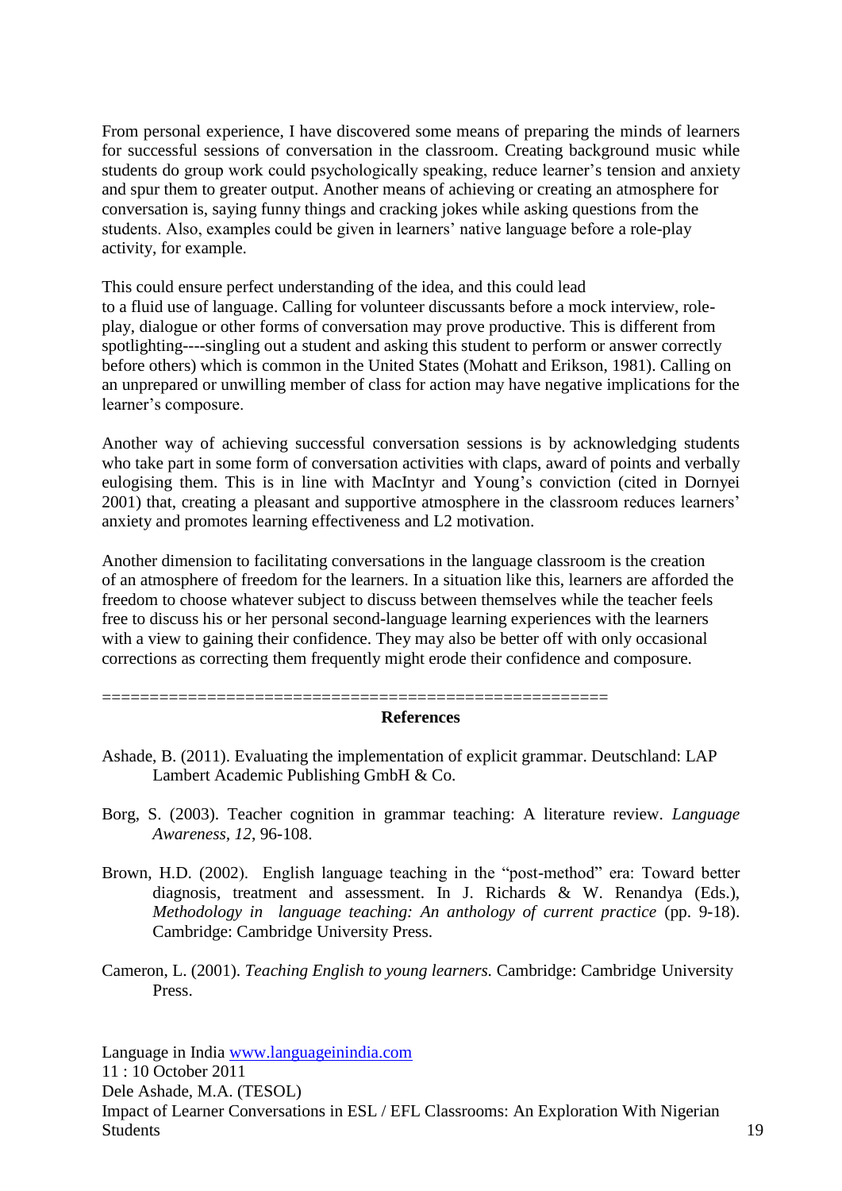From personal experience, I have discovered some means of preparing the minds of learners for successful sessions of conversation in the classroom. Creating background music while students do group work could psychologically speaking, reduce learner's tension and anxiety and spur them to greater output. Another means of achieving or creating an atmosphere for conversation is, saying funny things and cracking jokes while asking questions from the students. Also, examples could be given in learners' native language before a role-play activity, for example.

This could ensure perfect understanding of the idea, and this could lead to a fluid use of language. Calling for volunteer discussants before a mock interview, role-play, dialogue or other forms of conversation may prove productive. This is different from spotlighting----singling out a student and asking this student to perform or answer correctly before others) which is common in the United States (Mohatt and Erikson, 1981). Calling on an unprepared or unwilling member of class for action may have negative implications for the learner's composure.

Another way of achieving successful conversation sessions is by acknowledging students who take part in some form of conversation activities with claps, award of points and verbally eulogising them. This is in line with MacIntyr and Young's conviction (cited in Dornyei 2001) that, creating a pleasant and supportive atmosphere in the classroom reduces learners' anxiety and promotes learning effectiveness and L2 motivation.

Another dimension to facilitating conversations in the language classroom is the creation of an atmosphere of freedom for the learners. In a situation like this, learners are afforded the freedom to choose whatever subject to discuss between themselves while the teacher feels free to discuss his or her personal second-language learning experiences with the learners with a view to gaining their confidence. They may also be better off with only occasional corrections as correcting them frequently might erode their confidence and composure.

====================================================

## References

Ashade, B. (2011). Evaluating the implementation of explicit grammar. Deutschland: LAP Lambert Academic Publishing GmbH & Co.

Borg, S. (2003). Teacher cognition in grammar teaching: A literature review. *Language Awareness*, *12*, 96-108.

Brown, H.D. (2002). English language teaching in the "post-method" era: Toward better diagnosis, treatment and assessment. In J. Richards & W. Renandya (Eds.), *Methodology in language teaching: An anthology of current practice* (pp. 9-18). Cambridge: Cambridge University Press.

Cameron, L. (2001). *Teaching English to young learners.* Cambridge: Cambridge University Press.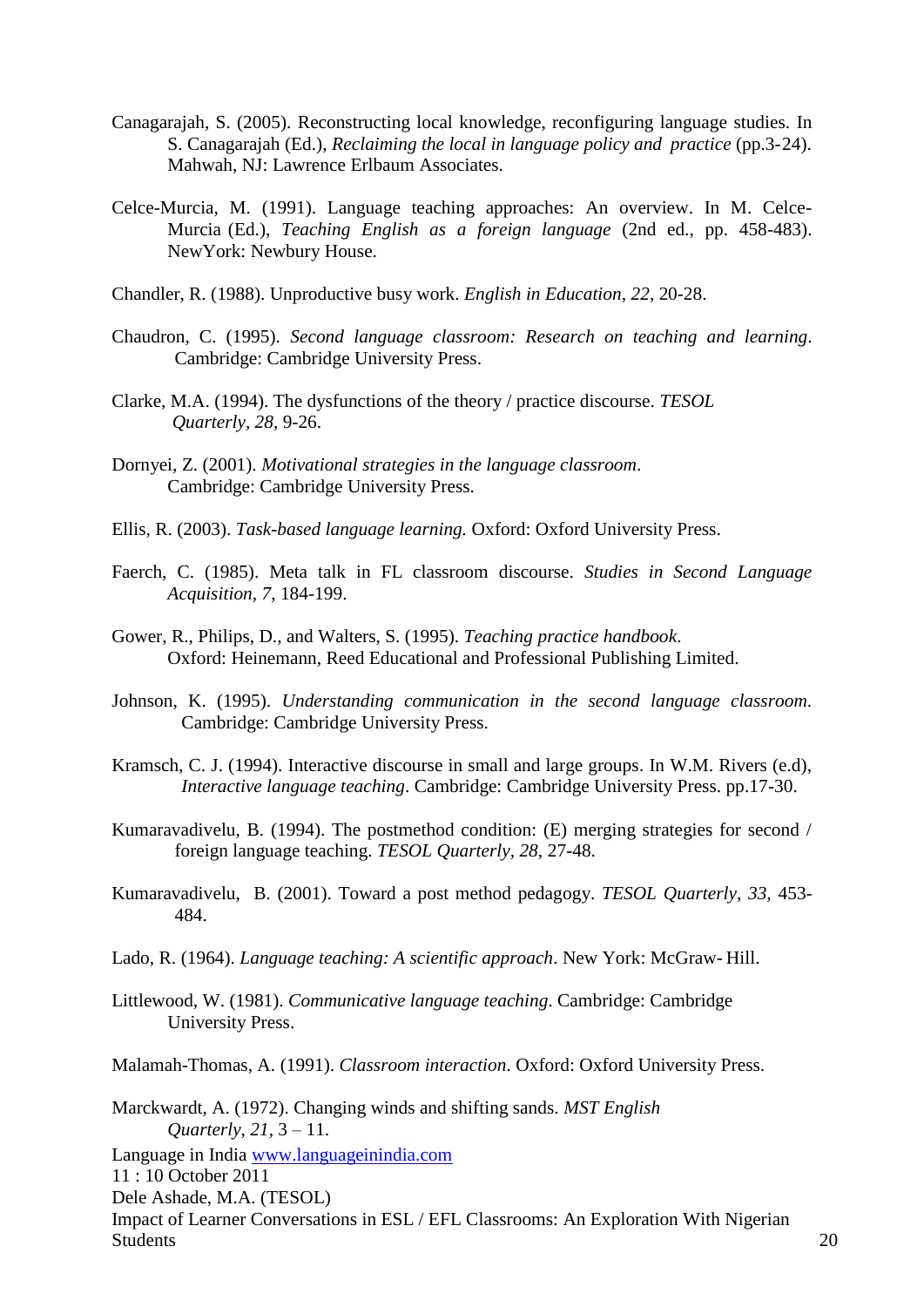Canagarajah, S. (2005). Reconstructing local knowledge, reconfiguring language studies. In S. Canagarajah (Ed.), *Reclaiming the local in language policy and practice* (pp.3-24). Mahwah, NJ: Lawrence Erlbaum Associates.

Celce-Murcia, M. (1991). Language teaching approaches: An overview. In M. Celce-Murcia (Ed.), *Teaching English as a foreign language* (2nd ed., pp. 458-483). NewYork: Newbury House.

Chandler, R. (1988). Unproductive busy work. *English in Education, 22*, 20-28.

Chaudron, C. (1995). *Second language classroom: Research on teaching and learning*. Cambridge: Cambridge University Press.

Clarke, M.A. (1994). The dysfunctions of the theory / practice discourse. *TESOL Quarterly, 28*, 9-26.

Dornyei, Z. (2001). *Motivational strategies in the language classroom*. Cambridge: Cambridge University Press.

Ellis, R. (2003). *Task-based language learning.* Oxford: Oxford University Press.

Faerch, C. (1985). Meta talk in FL classroom discourse. *Studies in Second Language Acquisition, 7*, 184-199.

Gower, R., Philips, D., and Walters, S. (1995). *Teaching practice handbook*. Oxford: Heinemann, Reed Educational and Professional Publishing Limited.

Johnson, K. (1995). *Understanding communication in the second language classroom.* Cambridge: Cambridge University Press.

Kramsch, C. J. (1994). Interactive discourse in small and large groups. In W.M. Rivers (e.d), *Interactive language teaching*. Cambridge: Cambridge University Press. pp.17-30.

Kumaravadivelu, B. (1994). The postmethod condition: (E) merging strategies for second / foreign language teaching. *TESOL Quarterly, 28*, 27-48.

Kumaravadivelu, B. (2001). Toward a post method pedagogy. *TESOL Quarterly, 33*, 453-484.

Lado, R. (1964). *Language teaching: A scientific approach*. New York: McGraw- Hill.

Littlewood, W. (1981). *Communicative language teaching*. Cambridge: Cambridge University Press.

Malamah-Thomas, A. (1991). *Classroom interaction*. Oxford: Oxford University Press.

Marckwardt, A. (1972). Changing winds and shifting sands. *MST English Quarterly, 21*, 3 – 11.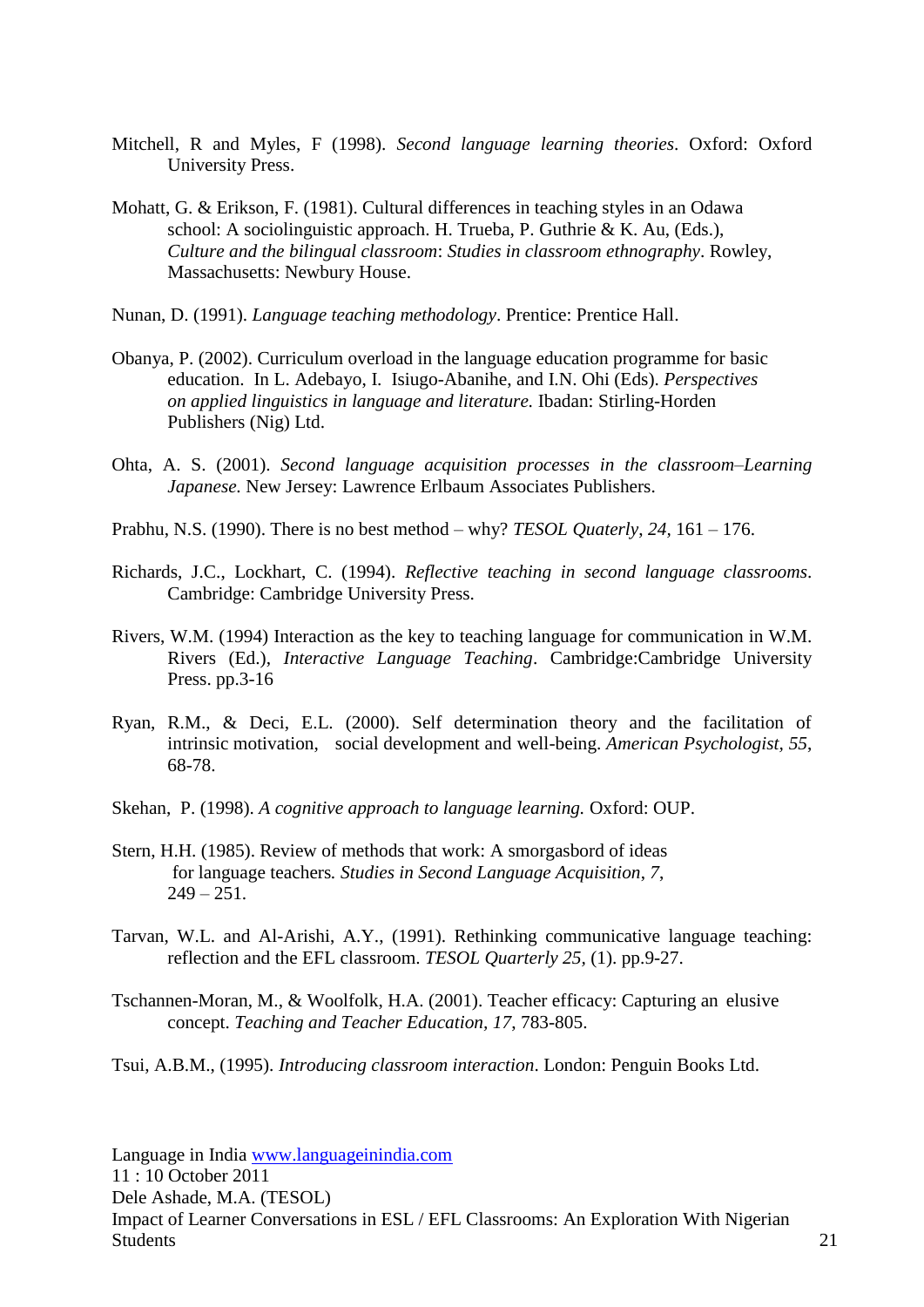Mitchell, R and Myles, F (1998). *Second language learning theories*. Oxford: Oxford University Press.

Mohatt, G. & Erikson, F. (1981). Cultural differences in teaching styles in an Odawa school: A sociolinguistic approach. H. Trueba, P. Guthrie & K. Au, (Eds.), *Culture and the bilingual classroom*: *Studies in classroom ethnography*. Rowley, Massachusetts: Newbury House.

Nunan, D. (1991). *Language teaching methodology*. Prentice: Prentice Hall.

Obanya, P. (2002). Curriculum overload in the language education programme for basic education. In L. Adebayo, I. Isiugo-Abanihe, and I.N. Ohi (Eds). *Perspectives on applied linguistics in language and literature.* Ibadan: Stirling-Horden Publishers (Nig) Ltd.

Ohta, A. S. (2001). *Second language acquisition processes in the classroom–Learning Japanese.* New Jersey: Lawrence Erlbaum Associates Publishers.

Prabhu, N.S. (1990). There is no best method – why? *TESOL Quaterly*, *24*, 161 – 176.

Richards, J.C., Lockhart, C. (1994). *Reflective teaching in second language classrooms*. Cambridge: Cambridge University Press.

Rivers, W.M. (1994) Interaction as the key to teaching language for communication in W.M. Rivers (Ed.), *Interactive Language Teaching*. Cambridge:Cambridge University Press. pp.3-16

Ryan, R.M., & Deci, E.L. (2000). Self determination theory and the facilitation of intrinsic motivation, social development and well-being. *American Psychologist, 55*, 68-78.

Skehan, P. (1998). *A cognitive approach to language learning.* Oxford: OUP.

Stern, H.H. (1985). Review of methods that work: A smorgasbord of ideas for language teachers*. Studies in Second Language Acquisition*, *7*, 249 – 251.

Tarvan, W.L. and Al-Arishi, A.Y., (1991). Rethinking communicative language teaching: reflection and the EFL classroom. *TESOL Quarterly 25*, (1). pp.9-27.

Tschannen-Moran, M., & Woolfolk, H.A. (2001). Teacher efficacy: Capturing an elusive concept. *Teaching and Teacher Education, 17*, 783-805.

Tsui, A.B.M., (1995). *Introducing classroom interaction*. London: Penguin Books Ltd.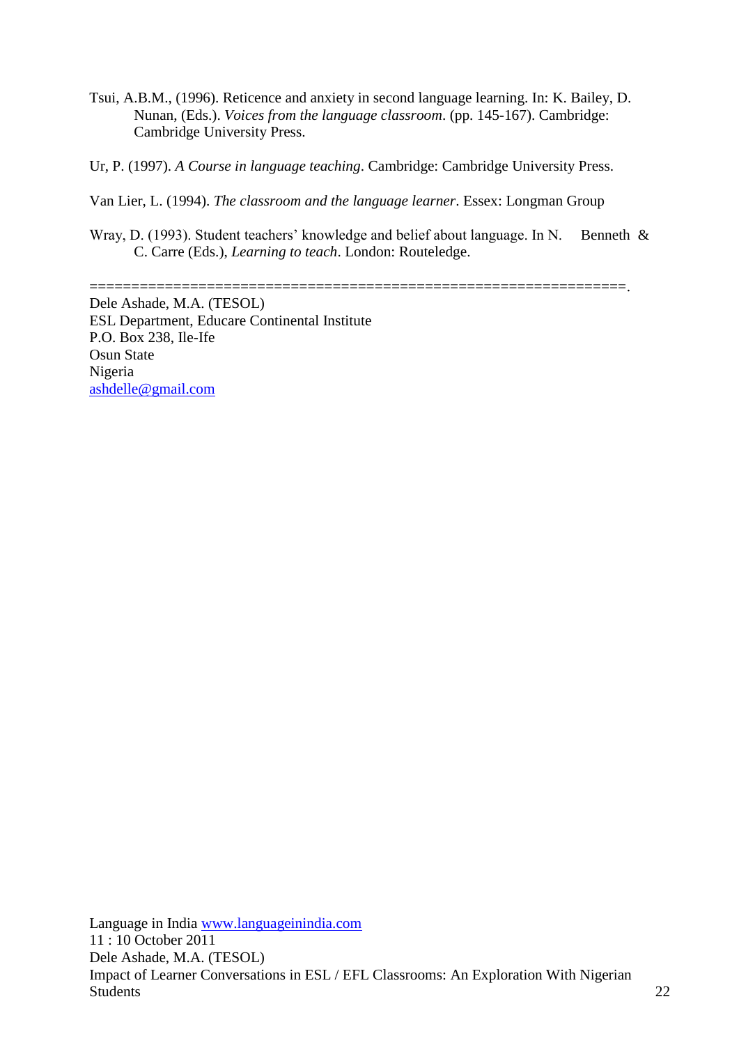Tsui, A.B.M., (1996). Reticence and anxiety in second language learning. In: K. Bailey, D. Nunan, (Eds.). *Voices from the language classroom*. (pp. 145-167). Cambridge: Cambridge University Press.

Ur, P. (1997). *A Course in language teaching*. Cambridge: Cambridge University Press.

Van Lier, L. (1994). *The classroom and the language learner*. Essex: Longman Group

Wray, D. (1993). Student teachers' knowledge and belief about language. In N. Benneth & C. Carre (Eds.), *Learning to teach*. London: Routeledge.

==================================================================.

Dele Ashade, M.A. (TESOL)
ESL Department, Educare Continental Institute
P.O. Box 238, Ile-Ife
Osun State
Nigeria
ashdelle@gmail.com